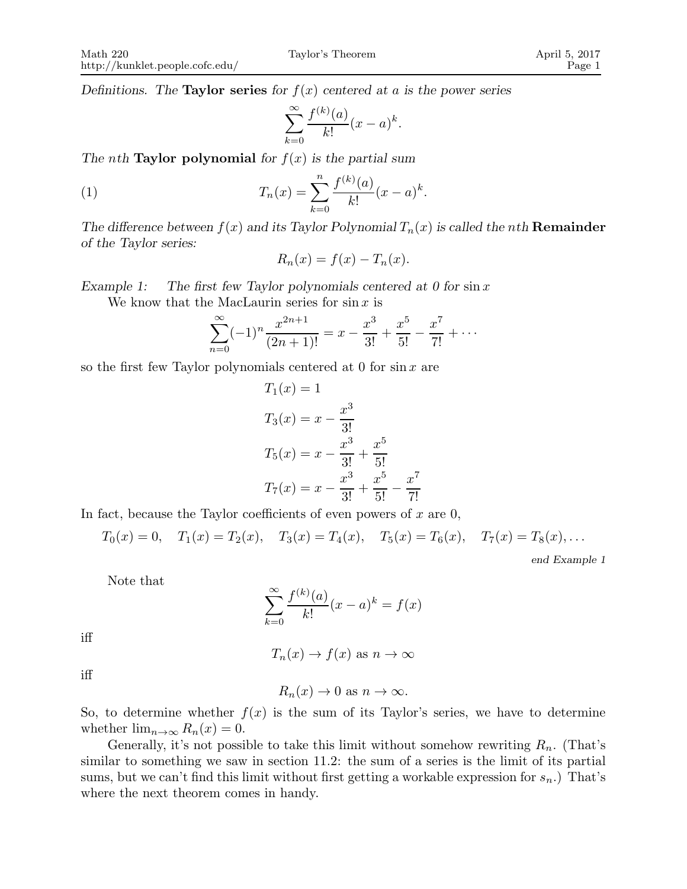*Definitions. The* **Taylor series** *for $f(x)$ centered at $a$ is the power series*

$$\sum_{k=0}^{\infty} \frac{f^{(k)}(a)}{k!}(x-a)^k.$$

*The $n$th* **Taylor polynomial** *for $f(x)$ is the partial sum*

$$T_n(x) = \sum_{k=0}^{n} \frac{f^{(k)}(a)}{k!}(x-a)^k. \tag{1}$$

*The difference between $f(x)$ and its Taylor Polynomial $T_n(x)$ is called the $n$th* **Remainder** *of the Taylor series:*

$$R_n(x) = f(x) - T_n(x).$$

*Example 1: The first few Taylor polynomials centered at 0 for* $\sin x$

We know that the MacLaurin series for $\sin x$ is

$$\sum_{n=0}^{\infty} (-1)^n \frac{x^{2n+1}}{(2n+1)!} = x - \frac{x^3}{3!} + \frac{x^5}{5!} - \frac{x^7}{7!} + \cdots$$

so the first few Taylor polynomials centered at 0 for $\sin x$ are

$$
\begin{aligned}
T_1(x) &= 1 \\
T_3(x) &= x - \frac{x^3}{3!} \\
T_5(x) &= x - \frac{x^3}{3!} + \frac{x^5}{5!} \\
T_7(x) &= x - \frac{x^3}{3!} + \frac{x^5}{5!} - \frac{x^7}{7!}
\end{aligned}
$$

In fact, because the Taylor coefficients of even powers of $x$ are 0,

$$T_0(x) = 0, \quad T_1(x) = T_2(x), \quad T_3(x) = T_4(x), \quad T_5(x) = T_6(x), \quad T_7(x) = T_8(x), \ldots$$

*end Example 1*

Note that

$$\sum_{k=0}^{\infty} \frac{f^{(k)}(a)}{k!}(x-a)^k = f(x)$$

iff

$$T_n(x) \to f(x) \text{ as } n \to \infty$$

iff

$$R_n(x) \to 0 \text{ as } n \to \infty.$$

So, to determine whether $f(x)$ is the sum of its Taylor's series, we have to determine whether $\lim_{n\to\infty} R_n(x) = 0$.

Generally, it's not possible to take this limit without somehow rewriting $R_n$. (That's similar to something we saw in section 11.2: the sum of a series is the limit of its partial sums, but we can't find this limit without first getting a workable expression for $s_n$.) That's where the next theorem comes in handy.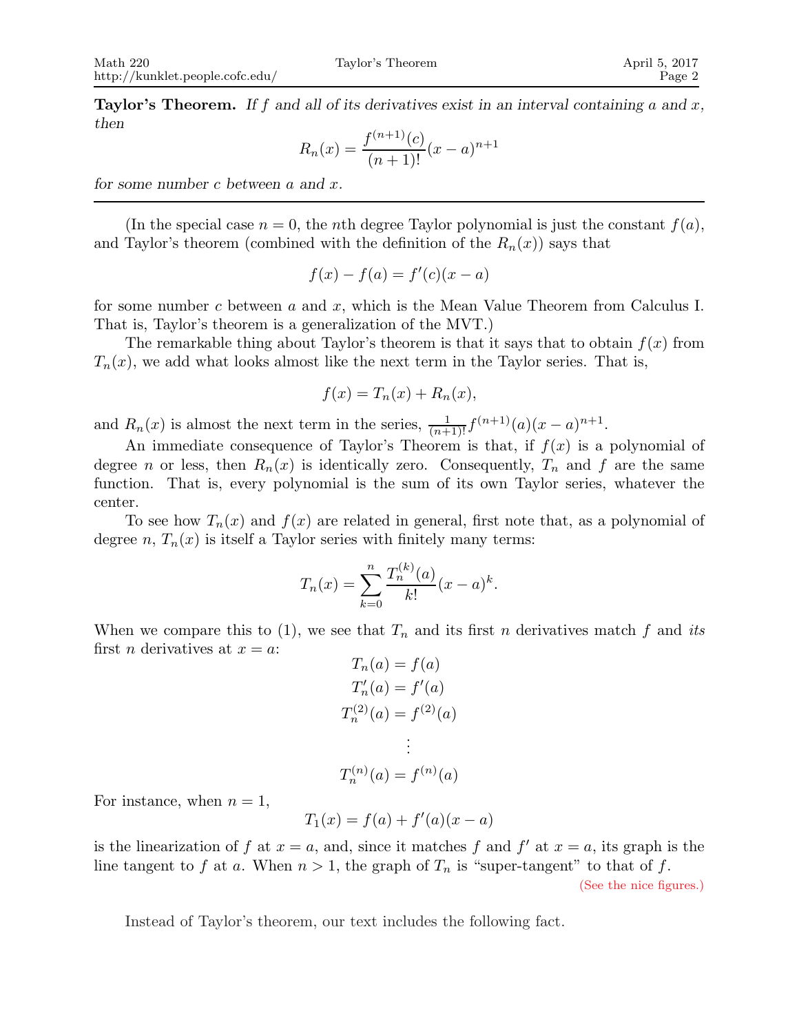**Taylor's Theorem.** *If $f$ and all of its derivatives exist in an interval containing $a$ and $x$, then*

$$R_n(x) = \frac{f^{(n+1)}(c)}{(n+1)!}(x-a)^{n+1}$$

*for some number $c$ between $a$ and $x$.*

---

(In the special case $n = 0$, the $n$th degree Taylor polynomial is just the constant $f(a)$, and Taylor's theorem (combined with the definition of the $R_n(x)$) says that

$$f(x) - f(a) = f'(c)(x-a)$$

for some number $c$ between $a$ and $x$, which is the Mean Value Theorem from Calculus I. That is, Taylor's theorem is a generalization of the MVT.)

The remarkable thing about Taylor's theorem is that it says that to obtain $f(x)$ from $T_n(x)$, we add what looks almost like the next term in the Taylor series. That is,

$$f(x) = T_n(x) + R_n(x),$$

and $R_n(x)$ is almost the next term in the series, $\frac{1}{(n+1)!}f^{(n+1)}(a)(x-a)^{n+1}$.

An immediate consequence of Taylor's Theorem is that, if $f(x)$ is a polynomial of degree $n$ or less, then $R_n(x)$ is identically zero. Consequently, $T_n$ and $f$ are the same function. That is, every polynomial is the sum of its own Taylor series, whatever the center.

To see how $T_n(x)$ and $f(x)$ are related in general, first note that, as a polynomial of degree $n$, $T_n(x)$ is itself a Taylor series with finitely many terms:

$$T_n(x) = \sum_{k=0}^{n} \frac{T_n^{(k)}(a)}{k!}(x-a)^k.$$

When we compare this to (1), we see that $T_n$ and its first $n$ derivatives match $f$ and *its* first $n$ derivatives at $x = a$:

$$\begin{aligned}
T_n(a) &= f(a) \\
T_n'(a) &= f'(a) \\
T_n^{(2)}(a) &= f^{(2)}(a) \\
&\vdots \\
T_n^{(n)}(a) &= f^{(n)}(a)
\end{aligned}$$

For instance, when $n = 1$,

$$T_1(x) = f(a) + f'(a)(x-a)$$

is the linearization of $f$ at $x = a$, and, since it matches $f$ and $f'$ at $x = a$, its graph is the line tangent to $f$ at $a$. When $n > 1$, the graph of $T_n$ is "super-tangent" to that of $f$.

(See the nice figures.)

Instead of Taylor's theorem, our text includes the following fact.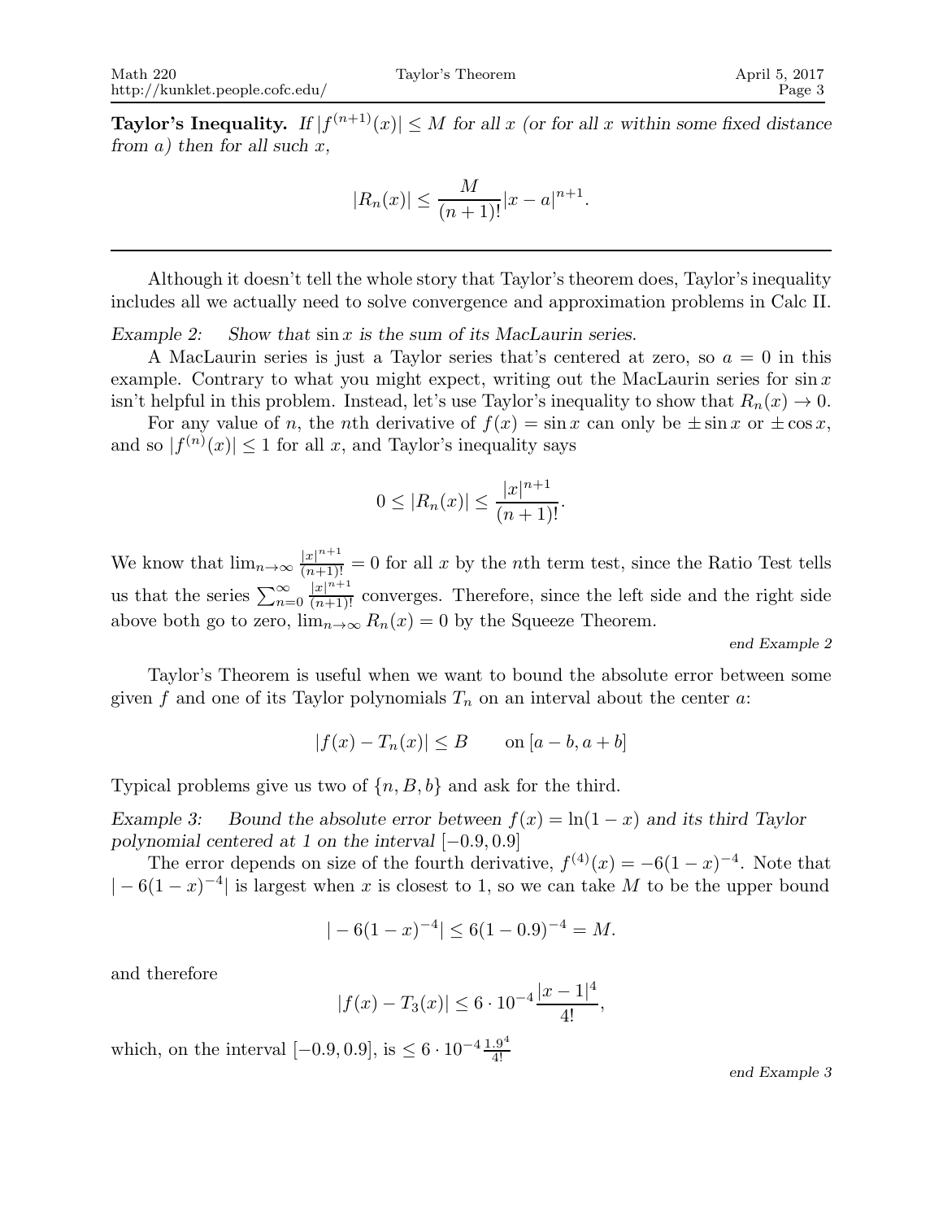**Taylor's Inequality.** *If $|f^{(n+1)}(x)| \leq M$ for all $x$ (or for all $x$ within some fixed distance from $a$) then for all such $x$,*

$$|R_n(x)| \leq \frac{M}{(n+1)!}|x-a|^{n+1}.$$

---

Although it doesn't tell the whole story that Taylor's theorem does, Taylor's inequality includes all we actually need to solve convergence and approximation problems in Calc II.

*Example 2: Show that $\sin x$ is the sum of its MacLaurin series.*

A MacLaurin series is just a Taylor series that's centered at zero, so $a = 0$ in this example. Contrary to what you might expect, writing out the MacLaurin series for $\sin x$ isn't helpful in this problem. Instead, let's use Taylor's inequality to show that $R_n(x) \to 0$.

For any value of $n$, the $n$th derivative of $f(x) = \sin x$ can only be $\pm \sin x$ or $\pm \cos x$, and so $|f^{(n)}(x)| \leq 1$ for all $x$, and Taylor's inequality says

$$0 \leq |R_n(x)| \leq \frac{|x|^{n+1}}{(n+1)!}.$$

We know that $\lim_{n\to\infty} \frac{|x|^{n+1}}{(n+1)!} = 0$ for all $x$ by the $n$th term test, since the Ratio Test tells us that the series $\sum_{n=0}^{\infty} \frac{|x|^{n+1}}{(n+1)!}$ converges. Therefore, since the left side and the right side above both go to zero, $\lim_{n\to\infty} R_n(x) = 0$ by the Squeeze Theorem.

*end Example 2*

Taylor's Theorem is useful when we want to bound the absolute error between some given $f$ and one of its Taylor polynomials $T_n$ on an interval about the center $a$:

$$|f(x) - T_n(x)| \leq B \qquad \text{on } [a-b, a+b]$$

Typical problems give us two of $\{n, B, b\}$ and ask for the third.

*Example 3: Bound the absolute error between $f(x) = \ln(1-x)$ and its third Taylor polynomial centered at 1 on the interval $[-0.9, 0.9]$*

The error depends on size of the fourth derivative, $f^{(4)}(x) = -6(1-x)^{-4}$. Note that $|-6(1-x)^{-4}|$ is largest when $x$ is closest to 1, so we can take $M$ to be the upper bound

$$|-6(1-x)^{-4}| \leq 6(1-0.9)^{-4} = M.$$

and therefore

$$|f(x) - T_3(x)| \leq 6 \cdot 10^{-4} \frac{|x-1|^4}{4!},$$

which, on the interval $[-0.9, 0.9]$, is $\leq 6 \cdot 10^{-4} \frac{1.9^4}{4!}$

*end Example 3*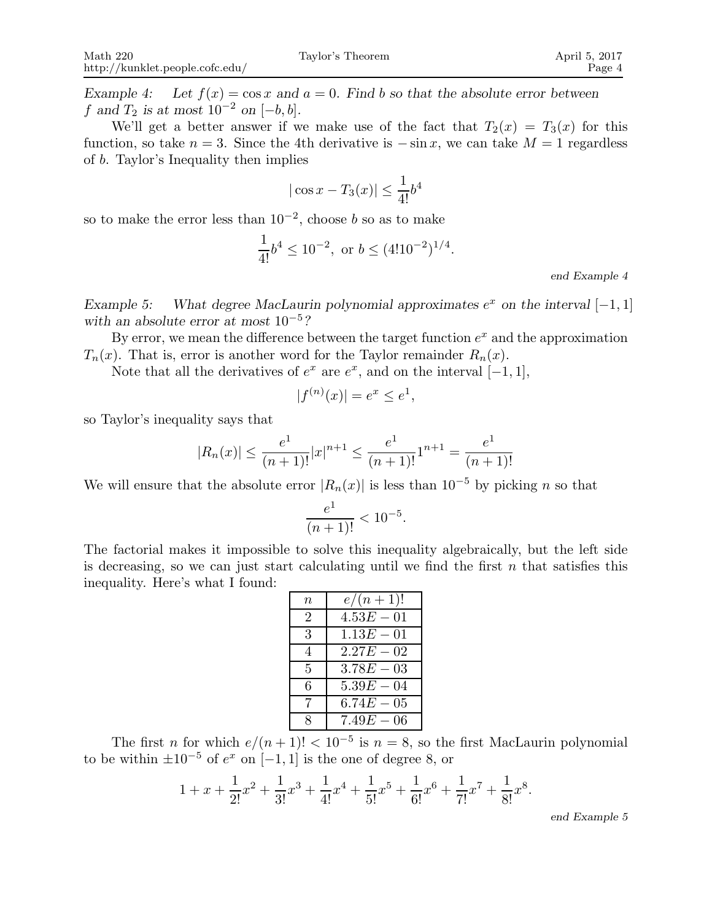*Example 4:* *Let $f(x) = \cos x$ and $a = 0$. Find $b$ so that the absolute error between $f$ and $T_2$ is at most $10^{-2}$ on $[-b, b]$.*

We'll get a better answer if we make use of the fact that $T_2(x) = T_3(x)$ for this function, so take $n = 3$. Since the 4th derivative is $-\sin x$, we can take $M = 1$ regardless of $b$. Taylor's Inequality then implies

$$|\cos x - T_3(x)| \leq \frac{1}{4!}b^4$$

so to make the error less than $10^{-2}$, choose $b$ so as to make

$$\frac{1}{4!}b^4 \leq 10^{-2}, \text{ or } b \leq (4!10^{-2})^{1/4}.$$

*end Example 4*

*Example 5:* *What degree MacLaurin polynomial approximates $e^x$ on the interval $[-1, 1]$ with an absolute error at most $10^{-5}$?*

By error, we mean the difference between the target function $e^x$ and the approximation $T_n(x)$. That is, error is another word for the Taylor remainder $R_n(x)$.

Note that all the derivatives of $e^x$ are $e^x$, and on the interval $[-1, 1]$,

$$|f^{(n)}(x)| = e^x \leq e^1,$$

so Taylor's inequality says that

$$|R_n(x)| \leq \frac{e^1}{(n+1)!}|x|^{n+1} \leq \frac{e^1}{(n+1)!}1^{n+1} = \frac{e^1}{(n+1)!}$$

We will ensure that the absolute error $|R_n(x)|$ is less than $10^{-5}$ by picking $n$ so that

$$\frac{e^1}{(n+1)!} < 10^{-5}.$$

The factorial makes it impossible to solve this inequality algebraically, but the left side is decreasing, so we can just start calculating until we find the first $n$ that satisfies this inequality. Here's what I found:

| $n$ | $e/(n+1)!$ |
|---|---|
| 2 | $4.53E-01$ |
| 3 | $1.13E-01$ |
| 4 | $2.27E-02$ |
| 5 | $3.78E-03$ |
| 6 | $5.39E-04$ |
| 7 | $6.74E-05$ |
| 8 | $7.49E-06$ |

The first $n$ for which $e/(n+1)! < 10^{-5}$ is $n = 8$, so the first MacLaurin polynomial to be within $\pm 10^{-5}$ of $e^x$ on $[-1, 1]$ is the one of degree 8, or

$$1 + x + \frac{1}{2!}x^2 + \frac{1}{3!}x^3 + \frac{1}{4!}x^4 + \frac{1}{5!}x^5 + \frac{1}{6!}x^6 + \frac{1}{7!}x^7 + \frac{1}{8!}x^8.$$

*end Example 5*